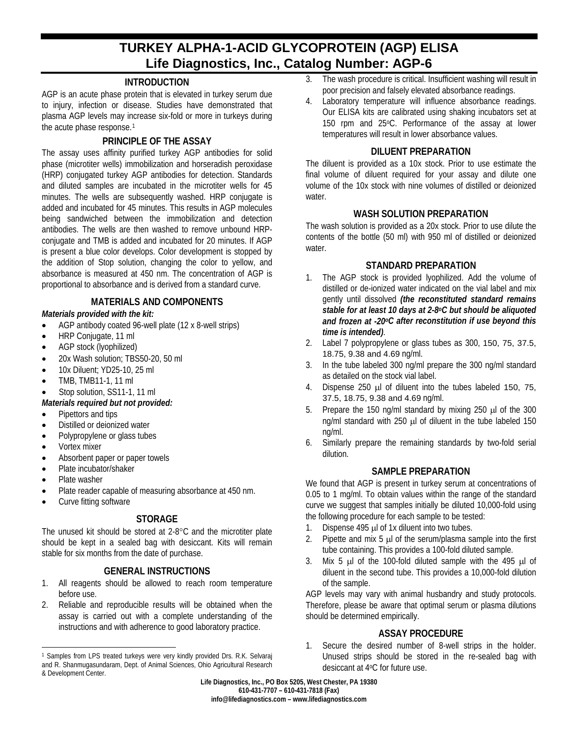# TURKEY ALPHA-1-ACID GLYCOPROTEIN (AGP) ELISA
## Life Diagnostics, Inc., Catalog Number: AGP-6

### INTRODUCTION

AGP is an acute phase protein that is elevated in turkey serum due to injury, infection or disease. Studies have demonstrated that plasma AGP levels may increase six-fold or more in turkeys during the acute phase response.[1]

### PRINCIPLE OF THE ASSAY

The assay uses affinity purified turkey AGP antibodies for solid phase (microtiter wells) immobilization and horseradish peroxidase (HRP) conjugated turkey AGP antibodies for detection. Standards and diluted samples are incubated in the microtiter wells for 45 minutes. The wells are subsequently washed. HRP conjugate is added and incubated for 45 minutes. This results in AGP molecules being sandwiched between the immobilization and detection antibodies. The wells are then washed to remove unbound HRP-conjugate and TMB is added and incubated for 20 minutes. If AGP is present a blue color develops. Color development is stopped by the addition of Stop solution, changing the color to yellow, and absorbance is measured at 450 nm. The concentration of AGP is proportional to absorbance and is derived from a standard curve.

### MATERIALS AND COMPONENTS

***Materials provided with the kit:***

- AGP antibody coated 96-well plate (12 x 8-well strips)
- HRP Conjugate, 11 ml
- AGP stock (lyophilized)
- 20x Wash solution; TBS50-20, 50 ml
- 10x Diluent; YD25-10, 25 ml
- TMB, TMB11-1, 11 ml
- Stop solution, SS11-1, 11 ml

***Materials required but not provided:***

- Pipettors and tips
- Distilled or deionized water
- Polypropylene or glass tubes
- Vortex mixer
- Absorbent paper or paper towels
- Plate incubator/shaker
- Plate washer
- Plate reader capable of measuring absorbance at 450 nm.
- Curve fitting software

### STORAGE

The unused kit should be stored at 2-8°C and the microtiter plate should be kept in a sealed bag with desiccant. Kits will remain stable for six months from the date of purchase.

### GENERAL INSTRUCTIONS

1. All reagents should be allowed to reach room temperature before use.
2. Reliable and reproducible results will be obtained when the assay is carried out with a complete understanding of the instructions and with adherence to good laboratory practice.
3. The wash procedure is critical. Insufficient washing will result in poor precision and falsely elevated absorbance readings.
4. Laboratory temperature will influence absorbance readings. Our ELISA kits are calibrated using shaking incubators set at 150 rpm and 25°C. Performance of the assay at lower temperatures will result in lower absorbance values.

### DILUENT PREPARATION

The diluent is provided as a 10x stock. Prior to use estimate the final volume of diluent required for your assay and dilute one volume of the 10x stock with nine volumes of distilled or deionized water.

### WASH SOLUTION PREPARATION

The wash solution is provided as a 20x stock. Prior to use dilute the contents of the bottle (50 ml) with 950 ml of distilled or deionized water.

### STANDARD PREPARATION

1. The AGP stock is provided lyophilized. Add the volume of distilled or de-ionized water indicated on the vial label and mix gently until dissolved ***(the reconstituted standard remains stable for at least 10 days at 2-8°C but should be aliquoted and frozen at -20°C after reconstitution if use beyond this time is intended)***.
2. Label 7 polypropylene or glass tubes as 300, 150, 75, 37.5, 18.75, 9.38 and 4.69 ng/ml.
3. In the tube labeled 300 ng/ml prepare the 300 ng/ml standard as detailed on the stock vial label.
4. Dispense 250 μl of diluent into the tubes labeled 150, 75, 37.5, 18.75, 9.38 and 4.69 ng/ml.
5. Prepare the 150 ng/ml standard by mixing 250 μl of the 300 ng/ml standard with 250 μl of diluent in the tube labeled 150 ng/ml.
6. Similarly prepare the remaining standards by two-fold serial dilution.

### SAMPLE PREPARATION

We found that AGP is present in turkey serum at concentrations of 0.05 to 1 mg/ml. To obtain values within the range of the standard curve we suggest that samples initially be diluted 10,000-fold using the following procedure for each sample to be tested:

1. Dispense 495 μl of 1x diluent into two tubes.
2. Pipette and mix 5 μl of the serum/plasma sample into the first tube containing. This provides a 100-fold diluted sample.
3. Mix 5 μl of the 100-fold diluted sample with the 495 μl of diluent in the second tube. This provides a 10,000-fold dilution of the sample.

AGP levels may vary with animal husbandry and study protocols. Therefore, please be aware that optimal serum or plasma dilutions should be determined empirically.

### ASSAY PROCEDURE

1. Secure the desired number of 8-well strips in the holder. Unused strips should be stored in the re-sealed bag with desiccant at 4°C for future use.

[1] Samples from LPS treated turkeys were very kindly provided Drs. R.K. Selvaraj and R. Shanmugasundaram, Dept. of Animal Sciences, Ohio Agricultural Research & Development Center.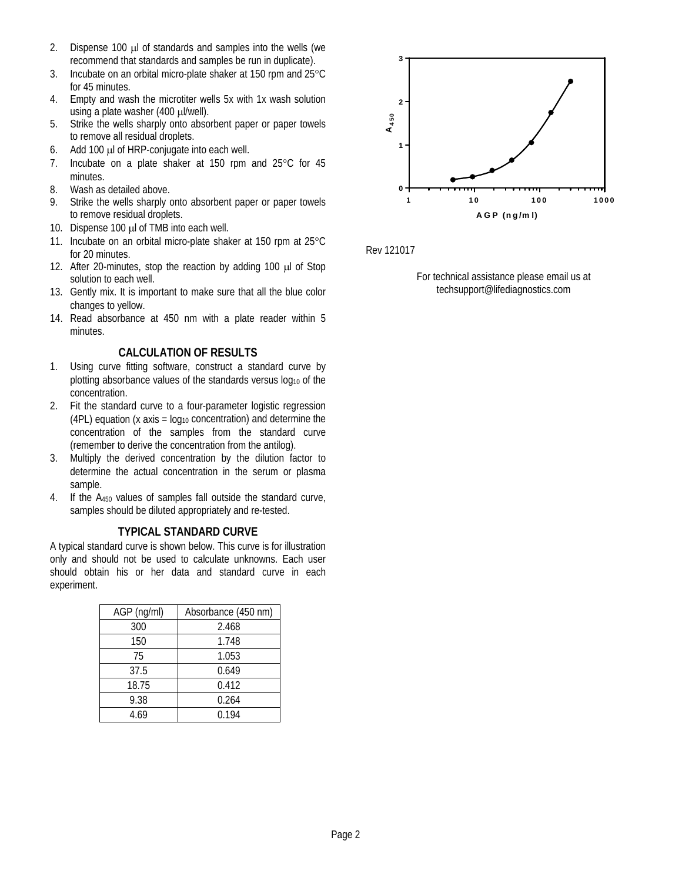2. Dispense 100 μl of standards and samples into the wells (we recommend that standards and samples be run in duplicate).
3. Incubate on an orbital micro-plate shaker at 150 rpm and 25°C for 45 minutes.
4. Empty and wash the microtiter wells 5x with 1x wash solution using a plate washer (400 μl/well).
5. Strike the wells sharply onto absorbent paper or paper towels to remove all residual droplets.
6. Add 100 μl of HRP-conjugate into each well.
7. Incubate on a plate shaker at 150 rpm and 25°C for 45 minutes.
8. Wash as detailed above.
9. Strike the wells sharply onto absorbent paper or paper towels to remove residual droplets.
10. Dispense 100 μl of TMB into each well.
11. Incubate on an orbital micro-plate shaker at 150 rpm at 25°C for 20 minutes.
12. After 20-minutes, stop the reaction by adding 100 μl of Stop solution to each well.
13. Gently mix. It is important to make sure that all the blue color changes to yellow.
14. Read absorbance at 450 nm with a plate reader within 5 minutes.

## CALCULATION OF RESULTS

1. Using curve fitting software, construct a standard curve by plotting absorbance values of the standards versus $\log_{10}$ of the concentration.
2. Fit the standard curve to a four-parameter logistic regression (4PL) equation (x axis = $\log_{10}$ concentration) and determine the concentration of the samples from the standard curve (remember to derive the concentration from the antilog).
3. Multiply the derived concentration by the dilution factor to determine the actual concentration in the serum or plasma sample.
4. If the $A_{450}$ values of samples fall outside the standard curve, samples should be diluted appropriately and re-tested.

## TYPICAL STANDARD CURVE

A typical standard curve is shown below. This curve is for illustration only and should not be used to calculate unknowns. Each user should obtain his or her data and standard curve in each experiment.

| AGP (ng/ml) | Absorbance (450 nm) |
|---|---|
| 300 | 2.468 |
| 150 | 1.748 |
| 75 | 1.053 |
| 37.5 | 0.649 |
| 18.75 | 0.412 |
| 9.38 | 0.264 |
| 4.69 | 0.194 |

3
2
1
0
$A_{450}$
1
10
100
1000
AGP (ng/ml)

Rev 121017

For technical assistance please email us at techsupport@lifediagnostics.com